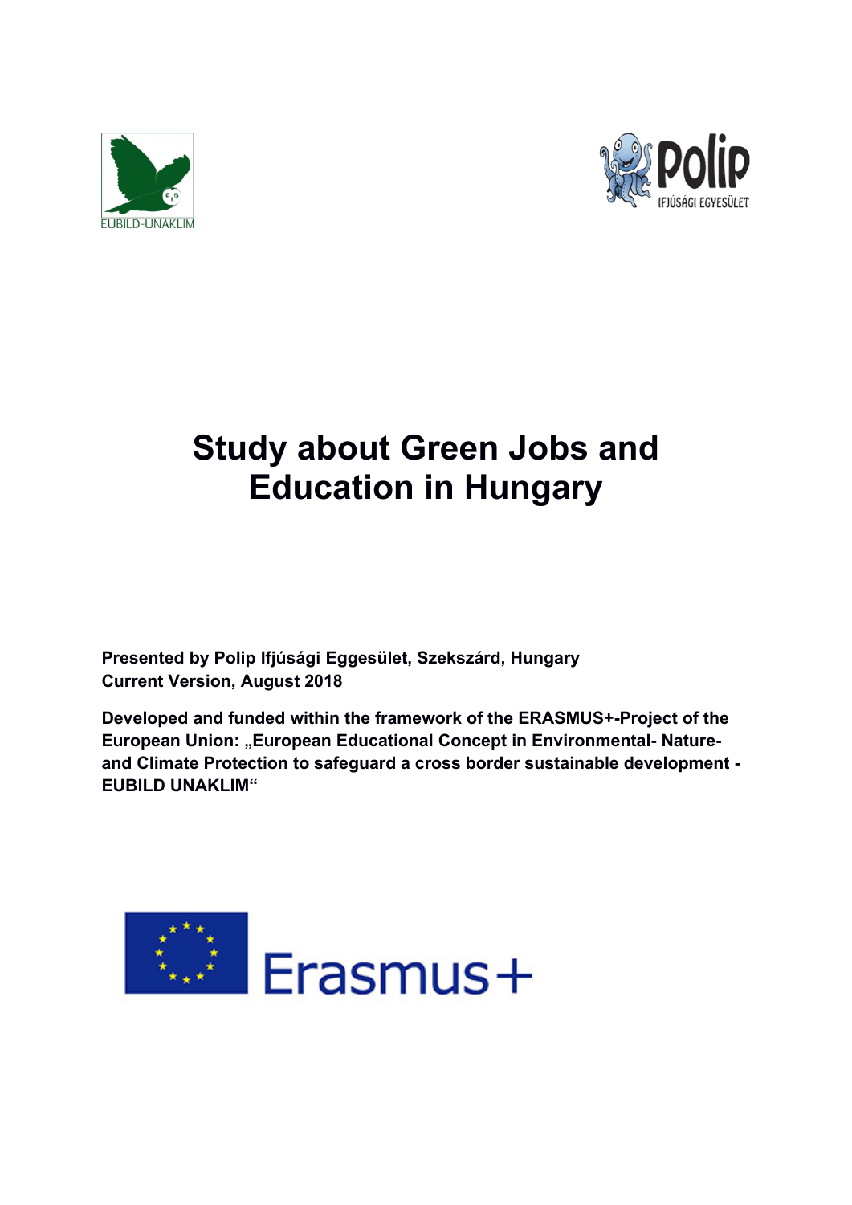# Study about Green Jobs and Education in Hungary

**Presented by Polip Ifjúsági Eggesület, Szekszárd, Hungary**
**Current Version, August 2018**

**Developed and funded within the framework of the ERASMUS+-Project of the European Union: „European Educational Concept in Environmental- Nature- and Climate Protection to safeguard a cross border sustainable development - EUBILD UNAKLIM"**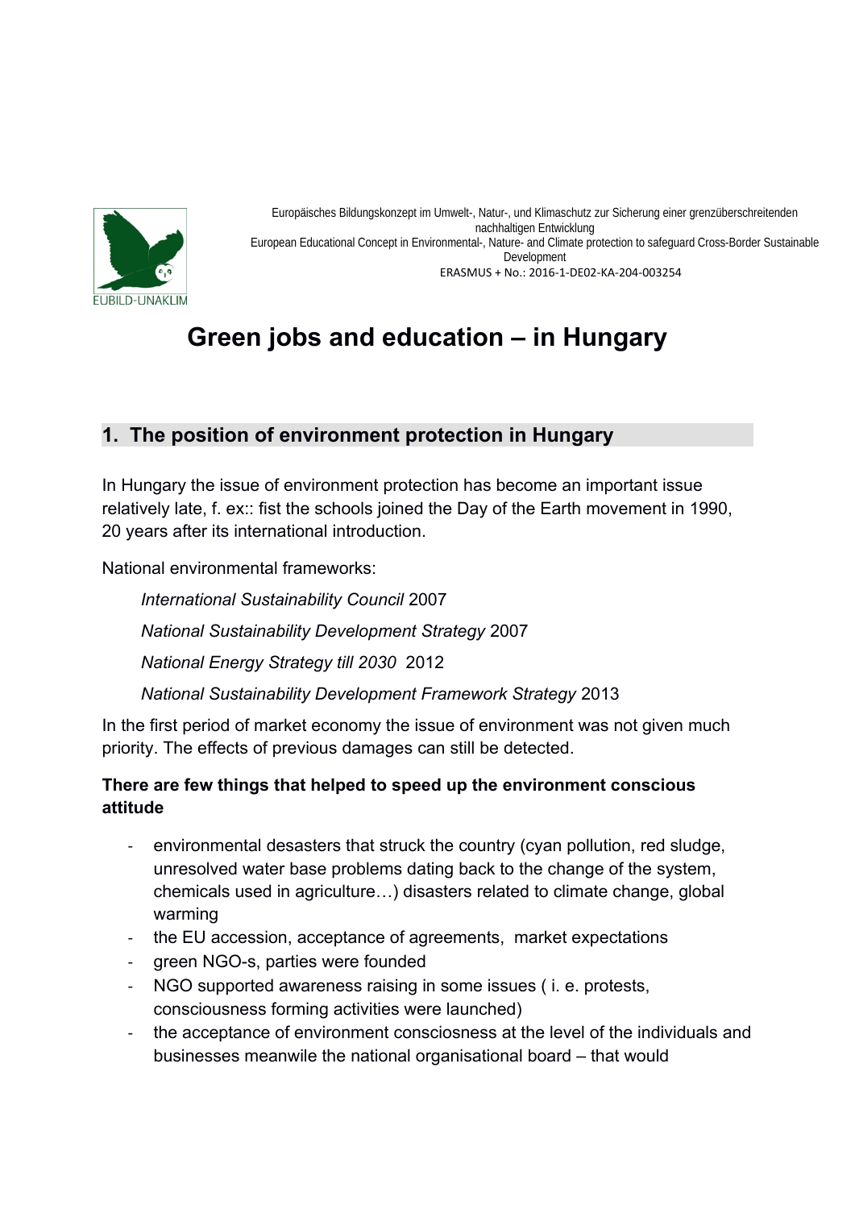Europäisches Bildungskonzept im Umwelt-, Natur-, und Klimaschutz zur Sicherung einer grenzüberschreitenden nachhaltigen Entwicklung
European Educational Concept in Environmental-, Nature- and Climate protection to safeguard Cross-Border Sustainable Development
ERASMUS + No.: 2016-1-DE02-KA-204-003254

# Green jobs and education – in Hungary

## 1. The position of environment protection in Hungary

In Hungary the issue of environment protection has become an important issue relatively late, f. ex:: fist the schools joined the Day of the Earth movement in 1990, 20 years after its international introduction.

National environmental frameworks:

*International Sustainability Council* 2007

*National Sustainability Development Strategy* 2007

*National Energy Strategy till 2030* 2012

*National Sustainability Development Framework Strategy* 2013

In the first period of market economy the issue of environment was not given much priority. The effects of previous damages can still be detected.

**There are few things that helped to speed up the environment conscious attitude**

- environmental desasters that struck the country (cyan pollution, red sludge, unresolved water base problems dating back to the change of the system, chemicals used in agriculture…) disasters related to climate change, global warming
- the EU accession, acceptance of agreements, market expectations
- green NGO-s, parties were founded
- NGO supported awareness raising in some issues ( i. e. protests, consciousness forming activities were launched)
- the acceptance of environment consciosness at the level of the individuals and businesses meanwile the national organisational board – that would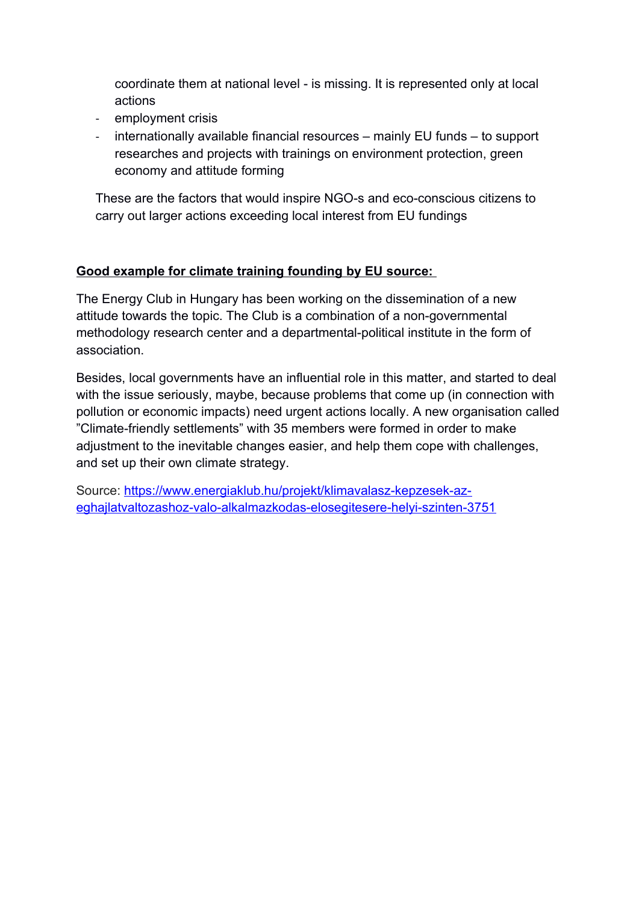coordinate them at national level - is missing. It is represented only at local actions

- employment crisis
- internationally available financial resources – mainly EU funds – to support researches and projects with trainings on environment protection, green economy and attitude forming

These are the factors that would inspire NGO-s and eco-conscious citizens to carry out larger actions exceeding local interest from EU fundings

**Good example for climate training founding by EU source:**

The Energy Club in Hungary has been working on the dissemination of a new attitude towards the topic. The Club is a combination of a non-governmental methodology research center and a departmental-political institute in the form of association.

Besides, local governments have an influential role in this matter, and started to deal with the issue seriously, maybe, because problems that come up (in connection with pollution or economic impacts) need urgent actions locally. A new organisation called "Climate-friendly settlements" with 35 members were formed in order to make adjustment to the inevitable changes easier, and help them cope with challenges, and set up their own climate strategy.

Source: [https://www.energiaklub.hu/projekt/klimavalasz-kepzesek-az-eghajlatvaltozashoz-valo-alkalmazkodas-elosegitesere-helyi-szinten-3751](https://www.energiaklub.hu/projekt/klimavalasz-kepzesek-az-eghajlatvaltozashoz-valo-alkalmazkodas-elosegitesere-helyi-szinten-3751)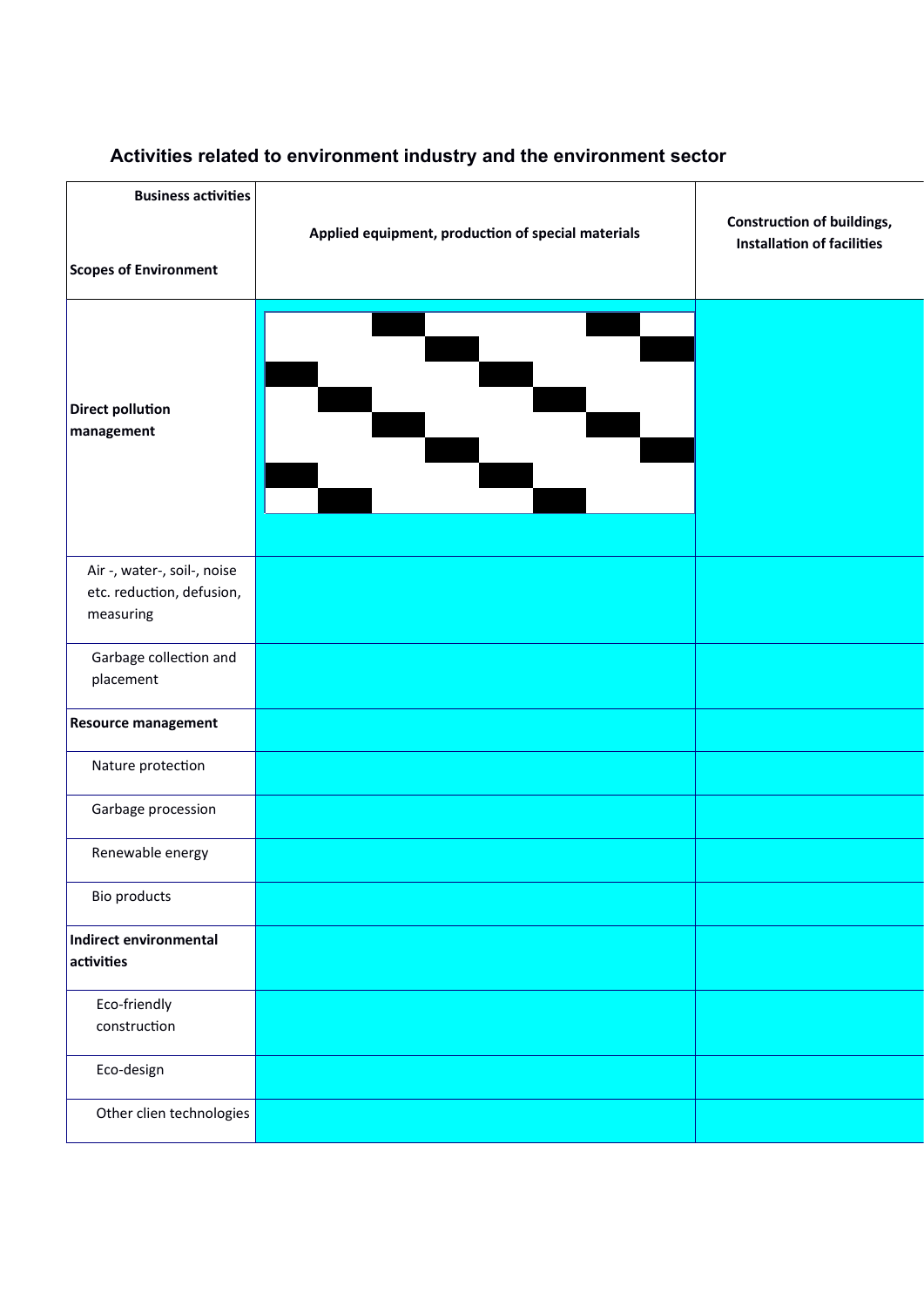### Activities related to environment industry and the environment sector

| Business activities / Scopes of Environment | Applied equipment, production of special materials | Construction of buildings, Installation of facilities |
|---|---|---|
| **Direct pollution management** | | |
| Air -, water-, soil-, noise etc. reduction, defusion, measuring | | |
| Garbage collection and placement | | |
| **Resource management** | | |
| Nature protection | | |
| Garbage procession | | |
| Renewable energy | | |
| Bio products | | |
| **Indirect environmental activities** | | |
| Eco-friendly construction | | |
| Eco-design | | |
| Other clien technologies | | |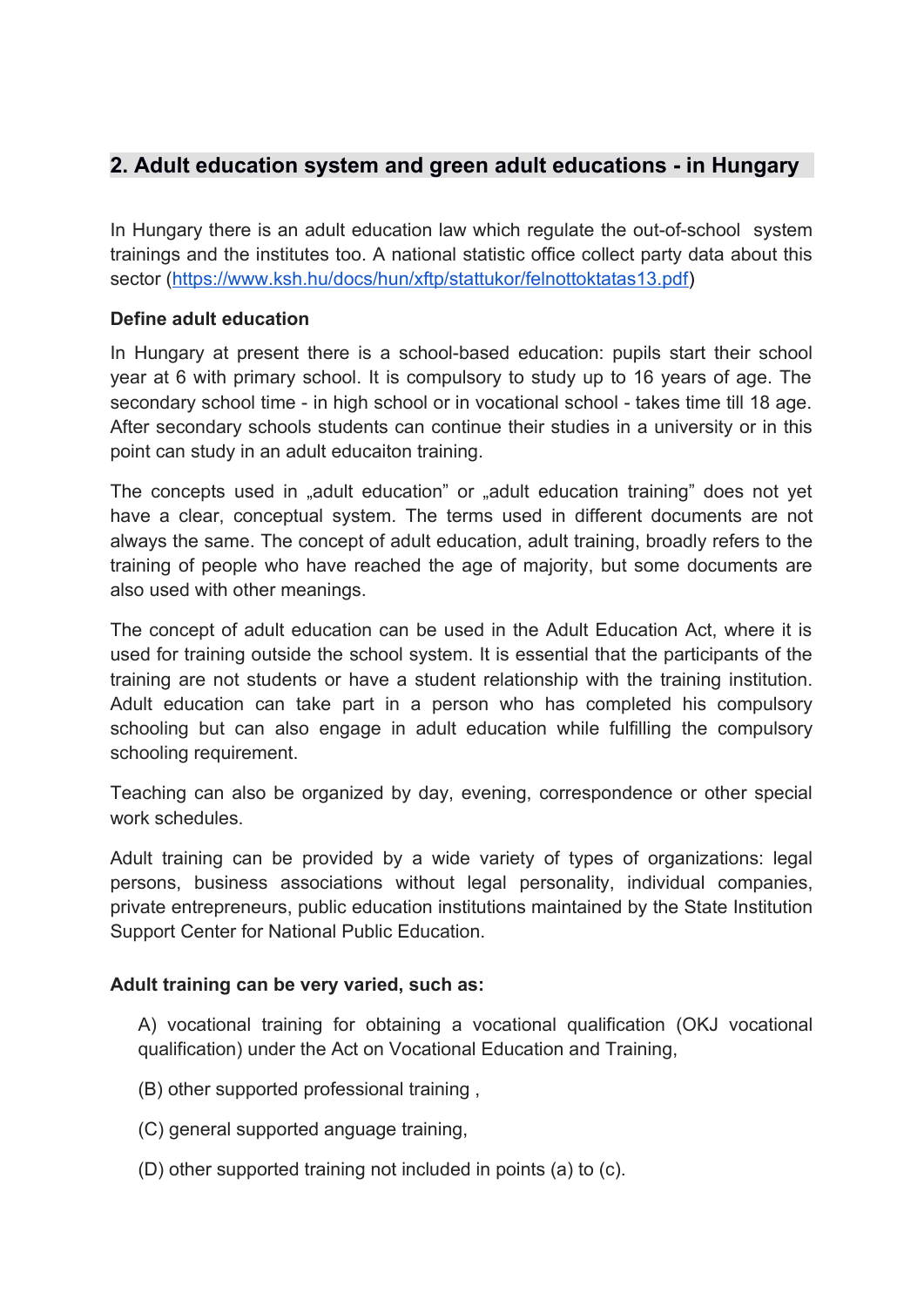## 2. Adult education system and green adult educations - in Hungary

In Hungary there is an adult education law which regulate the out-of-school system trainings and the institutes too. A national statistic office collect party data about this sector ([https://www.ksh.hu/docs/hun/xftp/stattukor/felnottoktatas13.pdf](https://www.ksh.hu/docs/hun/xftp/stattukor/felnottoktatas13.pdf))

**Define adult education**

In Hungary at present there is a school-based education: pupils start their school year at 6 with primary school. It is compulsory to study up to 16 years of age. The secondary school time - in high school or in vocational school - takes time till 18 age. After secondary schools students can continue their studies in a university or in this point can study in an adult educaiton training.

The concepts used in „adult education" or „adult education training" does not yet have a clear, conceptual system. The terms used in different documents are not always the same. The concept of adult education, adult training, broadly refers to the training of people who have reached the age of majority, but some documents are also used with other meanings.

The concept of adult education can be used in the Adult Education Act, where it is used for training outside the school system. It is essential that the participants of the training are not students or have a student relationship with the training institution. Adult education can take part in a person who has completed his compulsory schooling but can also engage in adult education while fulfilling the compulsory schooling requirement.

Teaching can also be organized by day, evening, correspondence or other special work schedules.

Adult training can be provided by a wide variety of types of organizations: legal persons, business associations without legal personality, individual companies, private entrepreneurs, public education institutions maintained by the State Institution Support Center for National Public Education.

**Adult training can be very varied, such as:**

A) vocational training for obtaining a vocational qualification (OKJ vocational qualification) under the Act on Vocational Education and Training,

(B) other supported professional training ,

(C) general supported anguage training,

(D) other supported training not included in points (a) to (c).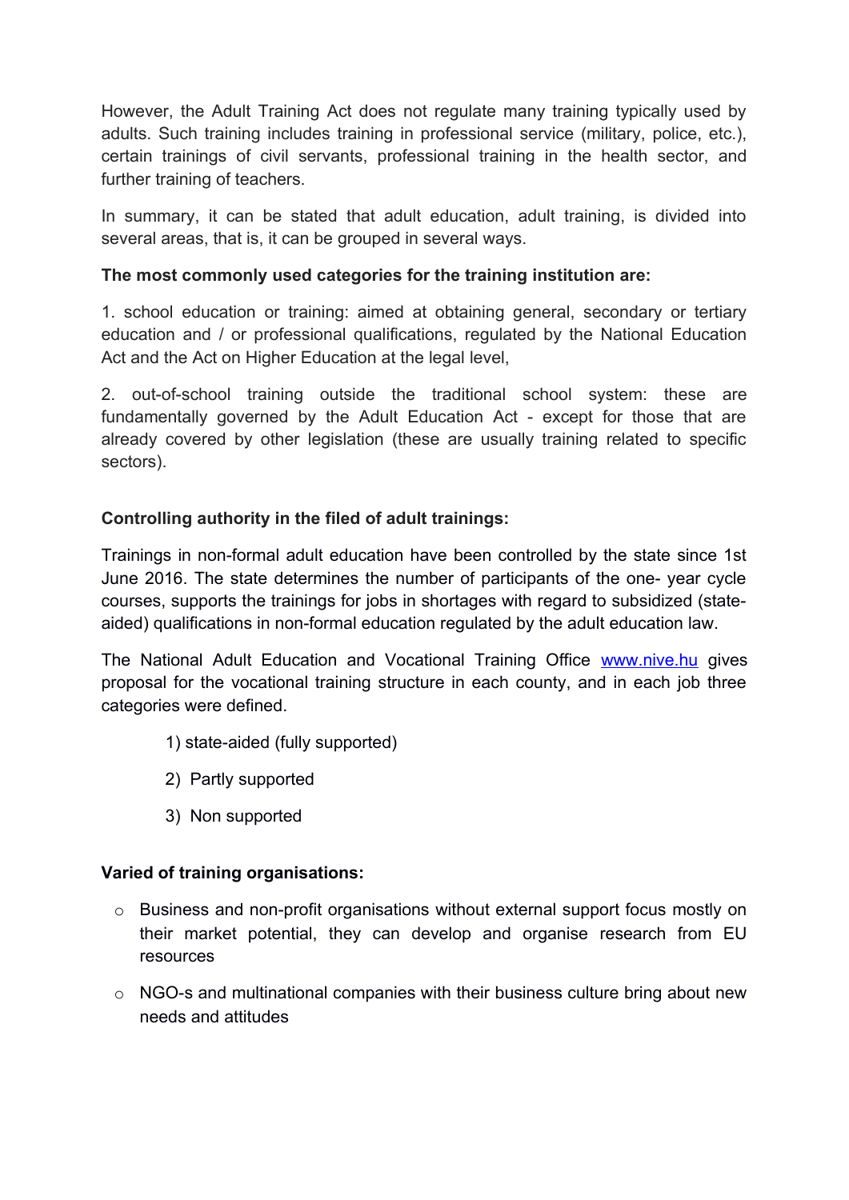However, the Adult Training Act does not regulate many training typically used by adults. Such training includes training in professional service (military, police, etc.), certain trainings of civil servants, professional training in the health sector, and further training of teachers.

In summary, it can be stated that adult education, adult training, is divided into several areas, that is, it can be grouped in several ways.

**The most commonly used categories for the training institution are:**

1. school education or training: aimed at obtaining general, secondary or tertiary education and / or professional qualifications, regulated by the National Education Act and the Act on Higher Education at the legal level,

2. out-of-school training outside the traditional school system: these are fundamentally governed by the Adult Education Act - except for those that are already covered by other legislation (these are usually training related to specific sectors).

**Controlling authority in the filed of adult trainings:**

Trainings in non-formal adult education have been controlled by the state since 1st June 2016. The state determines the number of participants of the one- year cycle courses, supports the trainings for jobs in shortages with regard to subsidized (state-aided) qualifications in non-formal education regulated by the adult education law.

The National Adult Education and Vocational Training Office [www.nive.hu](http://www.nive.hu) gives proposal for the vocational training structure in each county, and in each job three categories were defined.

1) state-aided (fully supported)
2) Partly supported
3) Non supported

**Varied of training organisations:**

- Business and non-profit organisations without external support focus mostly on their market potential, they can develop and organise research from EU resources
- NGO-s and multinational companies with their business culture bring about new needs and attitudes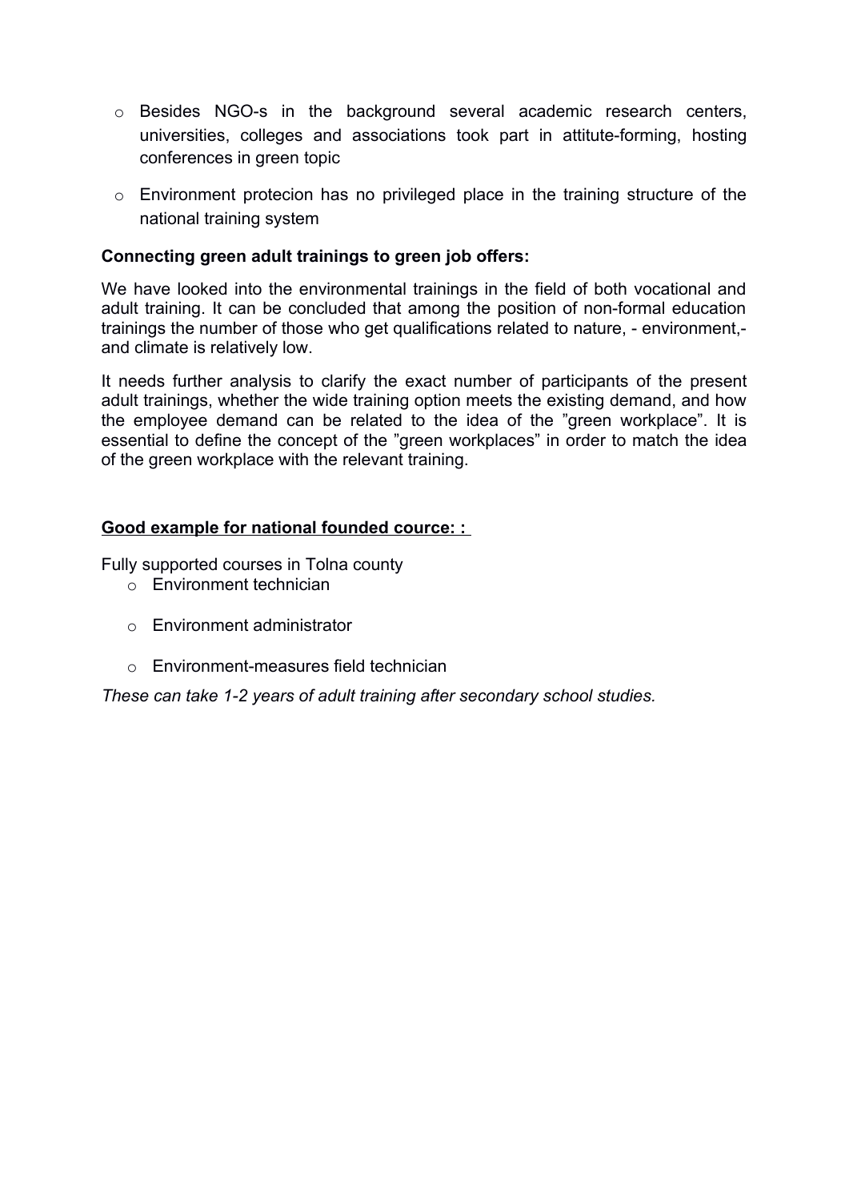- Besides NGO-s in the background several academic research centers, universities, colleges and associations took part in attitute-forming, hosting conferences in green topic
- Environment protecion has no privileged place in the training structure of the national training system

**Connecting green adult trainings to green job offers:**

We have looked into the environmental trainings in the field of both vocational and adult training. It can be concluded that among the position of non-formal education trainings the number of those who get qualifications related to nature, - environment,- and climate is relatively low.

It needs further analysis to clarify the exact number of participants of the present adult trainings, whether the wide training option meets the existing demand, and how the employee demand can be related to the idea of the "green workplace". It is essential to define the concept of the "green workplaces" in order to match the idea of the green workplace with the relevant training.

**<u>Good example for national founded cource: :</u>**

Fully supported courses in Tolna county

- Environment technician
- Environment administrator
- Environment-measures field technician

*These can take 1-2 years of adult training after secondary school studies.*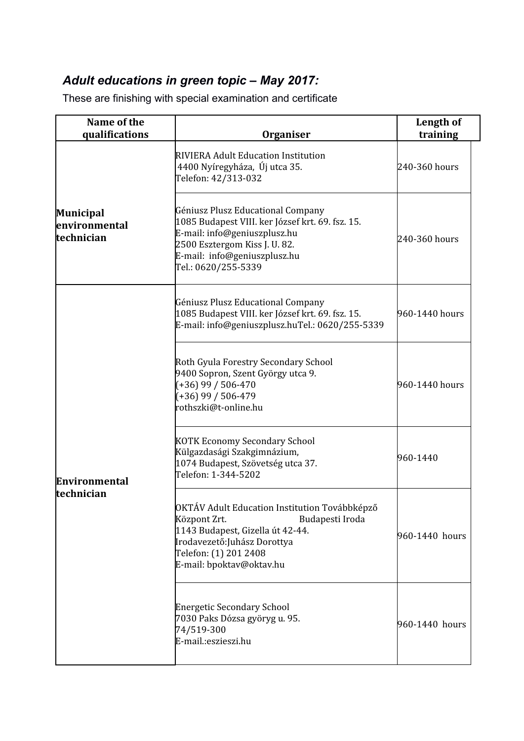***Adult educations in green topic – May 2017:***

These are finishing with special examination and certificate

| Name of the qualifications | Organiser | Length of training |
|---|---|---|
| **Municipal environmental technician** | RIVIERA Adult Education Institution<br>4400 Nyíregyháza, Új utca 35.<br>Telefon: 42/313-032 | 240-360 hours |
| | Géniusz Plusz Educational Company<br>1085 Budapest VIII. ker József krt. 69. fsz. 15.<br>E-mail: info@geniuszplusz.hu<br>2500 Esztergom Kiss J. U. 82.<br>E-mail: info@geniuszplusz.hu<br>Tel.: 0620/255-5339 | 240-360 hours |
| **Environmental technician** | Géniusz Plusz Educational Company<br>1085 Budapest VIII. ker József krt. 69. fsz. 15.<br>E-mail: info@geniuszplusz.huTel.: 0620/255-5339 | 960-1440 hours |
| | Roth Gyula Forestry Secondary School<br>9400 Sopron, Szent György utca 9.<br>(+36) 99 / 506-470<br>(+36) 99 / 506-479<br>rothszki@t-online.hu | 960-1440 hours |
| | KOTK Economy Secondary School<br>Külgazdasági Szakgimnázium,<br>1074 Budapest, Szövetség utca 37.<br>Telefon: 1-344-5202 | 960-1440 |
| | OKTÁV Adult Education Institution Továbbképző Központ Zrt. Budapesti Iroda<br>1143 Budapest, Gizella út 42-44.<br>Irodavezető:Juhász Dorottya<br>Telefon: (1) 201 2408<br>E-mail: bpoktav@oktav.hu | 960-1440 hours |
| | Energetic Secondary School<br>7030 Paks Dózsa györyg u. 95.<br>74/519-300<br>E-mail.:eszieszi.hu | 960-1440 hours |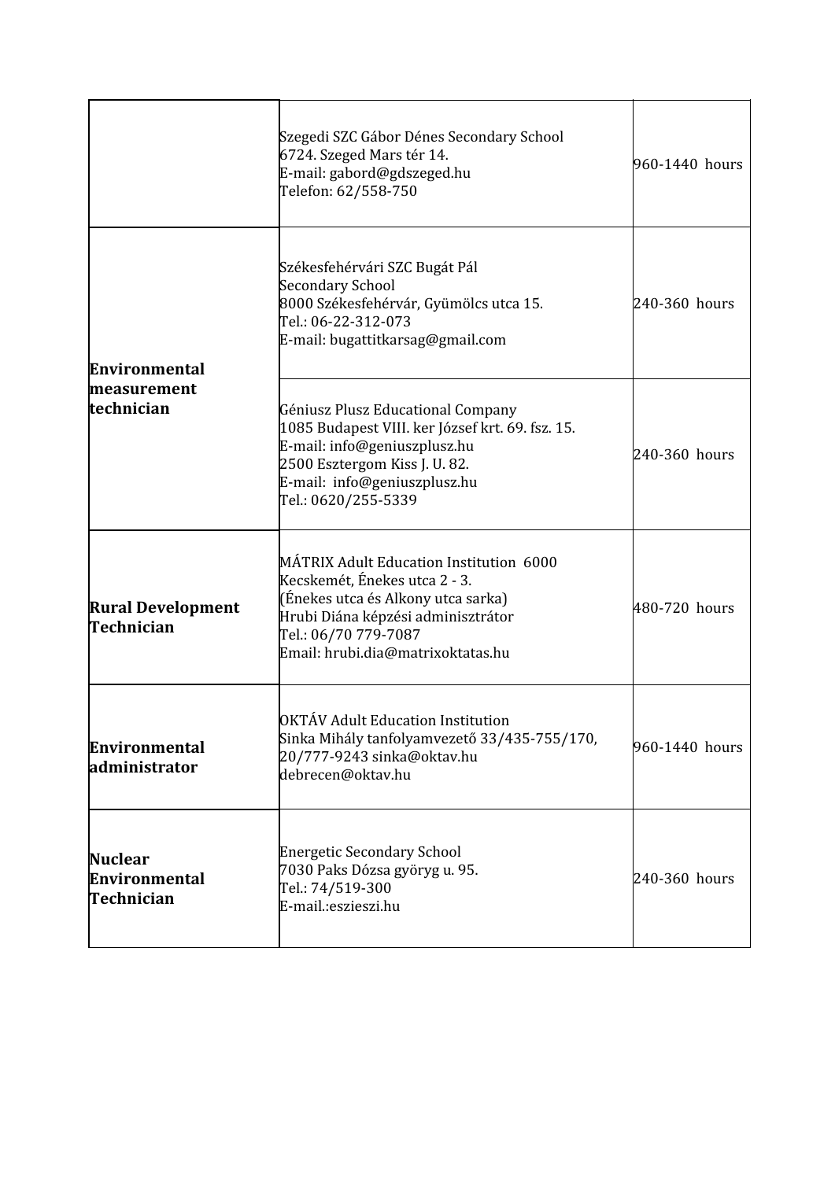| | | |
|---|---|---|
| | Szegedi SZC Gábor Dénes Secondary School<br>6724. Szeged Mars tér 14.<br>E-mail: gabord@gdszeged.hu<br>Telefon: 62/558-750 | 960-1440 hours |
| **Environmental measurement technician** | Székesfehérvári SZC Bugát Pál Secondary School<br>8000 Székesfehérvár, Gyümölcs utca 15.<br>Tel.: 06-22-312-073<br>E-mail: bugattitkarsag@gmail.com | 240-360 hours |
| | Géniusz Plusz Educational Company<br>1085 Budapest VIII. ker József krt. 69. fsz. 15.<br>E-mail: info@geniuszplusz.hu<br>2500 Esztergom Kiss J. U. 82.<br>E-mail: info@geniuszplusz.hu<br>Tel.: 0620/255-5339 | 240-360 hours |
| **Rural Development Technician** | MÁTRIX Adult Education Institution 6000 Kecskemét, Énekes utca 2 - 3.<br>(Énekes utca és Alkony utca sarka)<br>Hrubi Diána képzési adminisztrátor<br>Tel.: 06/70 779-7087<br>Email: hrubi.dia@matrixoktatas.hu | 480-720 hours |
| **Environmental administrator** | OKTÁV Adult Education Institution<br>Sinka Mihály tanfolyamvezető 33/435-755/170, 20/777-9243 sinka@oktav.hu<br>debrecen@oktav.hu | 960-1440 hours |
| **Nuclear Environmental Technician** | Energetic Secondary School<br>7030 Paks Dózsa györyg u. 95.<br>Tel.: 74/519-300<br>E-mail.:eszieszi.hu | 240-360 hours |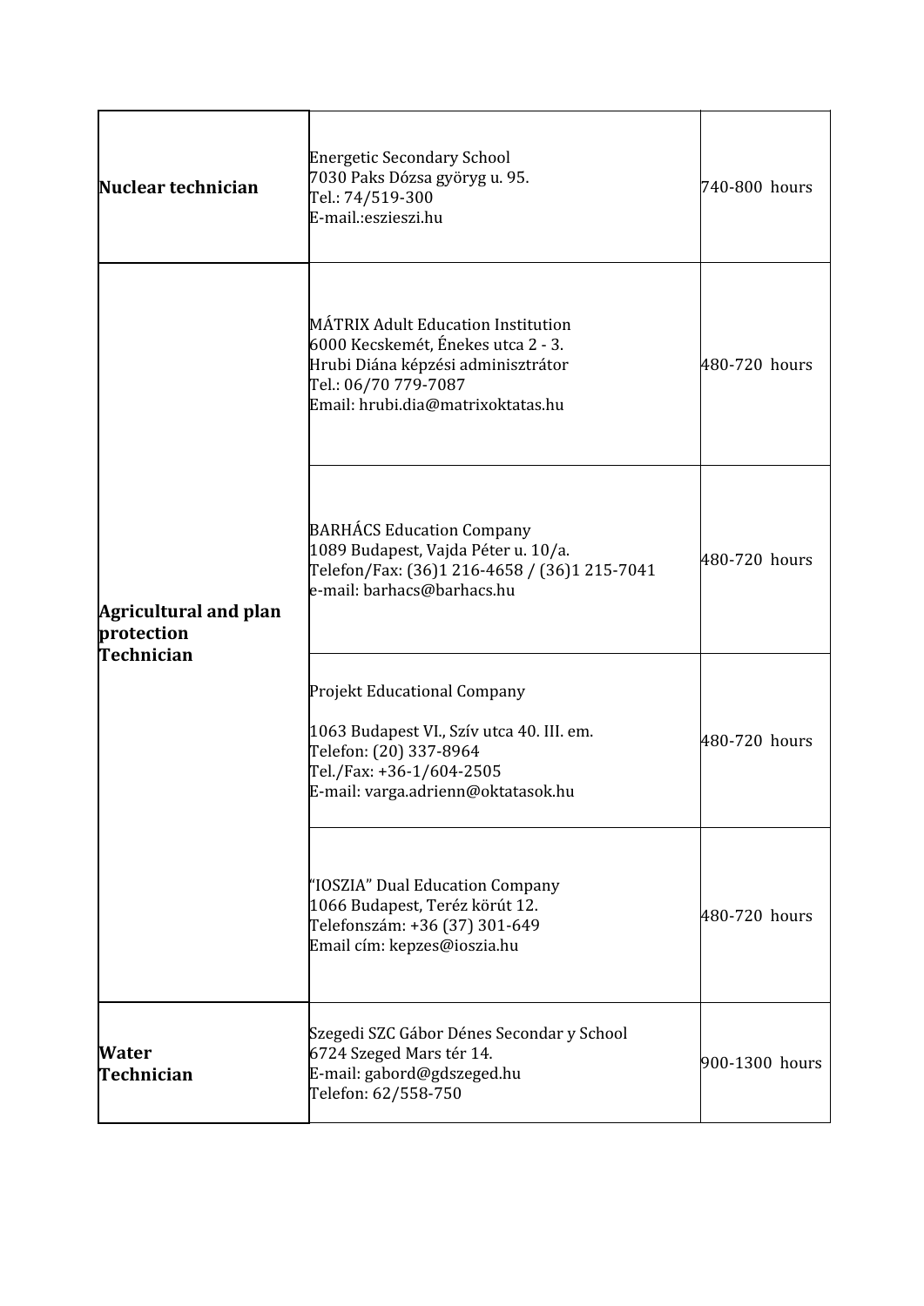| | | |
|---|---|---|
| **Nuclear technician** | Energetic Secondary School<br>7030 Paks Dózsa györyg u. 95.<br>Tel.: 74/519-300<br>E-mail.:eszieszi.hu | 740-800 hours |
| **Agricultural and plan protection Technician** | MÁTRIX Adult Education Institution<br>6000 Kecskemét, Énekes utca 2 - 3.<br>Hrubi Diána képzési adminisztrátor<br>Tel.: 06/70 779-7087<br>Email: hrubi.dia@matrixoktatas.hu | 480-720 hours |
| | BARHÁCS Education Company<br>1089 Budapest, Vajda Péter u. 10/a.<br>Telefon/Fax: (36)1 216-4658 / (36)1 215-7041<br>e-mail: barhacs@barhacs.hu | 480-720 hours |
| | Projekt Educational Company<br><br>1063 Budapest VI., Szív utca 40. III. em.<br>Telefon: (20) 337-8964<br>Tel./Fax: +36-1/604-2505<br>E-mail: varga.adrienn@oktatasok.hu | 480-720 hours |
| | "IOSZIA" Dual Education Company<br>1066 Budapest, Teréz körút 12.<br>Telefonszám: +36 (37) 301-649<br>Email cím: kepzes@ioszia.hu | 480-720 hours |
| **Water Technician** | Szegedi SZC Gábor Dénes Secondar y School<br>6724 Szeged Mars tér 14.<br>E-mail: gabord@gdszeged.hu<br>Telefon: 62/558-750 | 900-1300 hours |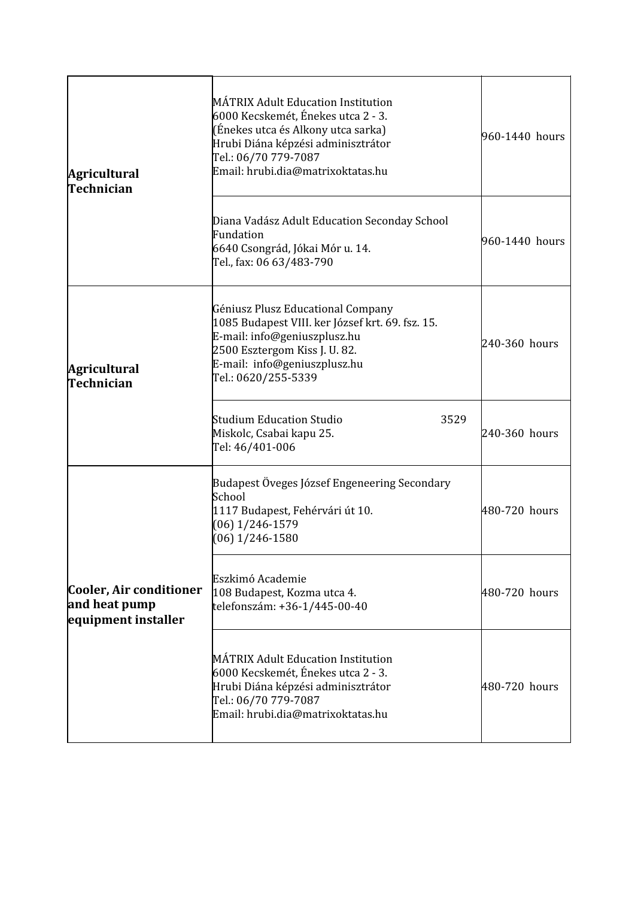| | | |
|---|---|---|
| **Agricultural Technician** | MÁTRIX Adult Education Institution<br>6000 Kecskemét, Énekes utca 2 - 3.<br>(Énekes utca és Alkony utca sarka)<br>Hrubi Diána képzési adminisztrátor<br>Tel.: 06/70 779-7087<br>Email: hrubi.dia@matrixoktatas.hu | 960-1440 hours |
| | Diana Vadász Adult Education Seconday School Fundation<br>6640 Csongrád, Jókai Mór u. 14.<br>Tel., fax: 06 63/483-790 | 960-1440 hours |
| **Agricultural Technician** | Géniusz Plusz Educational Company<br>1085 Budapest VIII. ker József krt. 69. fsz. 15.<br>E-mail: info@geniuszplusz.hu<br>2500 Esztergom Kiss J. U. 82.<br>E-mail: info@geniuszplusz.hu<br>Tel.: 0620/255-5339 | 240-360 hours |
| | Studium Education Studio 3529<br>Miskolc, Csabai kapu 25.<br>Tel: 46/401-006 | 240-360 hours |
| **Cooler, Air conditioner and heat pump equipment installer** | Budapest Öveges József Engeneering Secondary School<br>1117 Budapest, Fehérvári út 10.<br>(06) 1/246-1579<br>(06) 1/246-1580 | 480-720 hours |
| | Eszkimó Academie<br>108 Budapest, Kozma utca 4.<br>telefonszám: +36-1/445-00-40 | 480-720 hours |
| | MÁTRIX Adult Education Institution<br>6000 Kecskemét, Énekes utca 2 - 3.<br>Hrubi Diána képzési adminisztrátor<br>Tel.: 06/70 779-7087<br>Email: hrubi.dia@matrixoktatas.hu | 480-720 hours |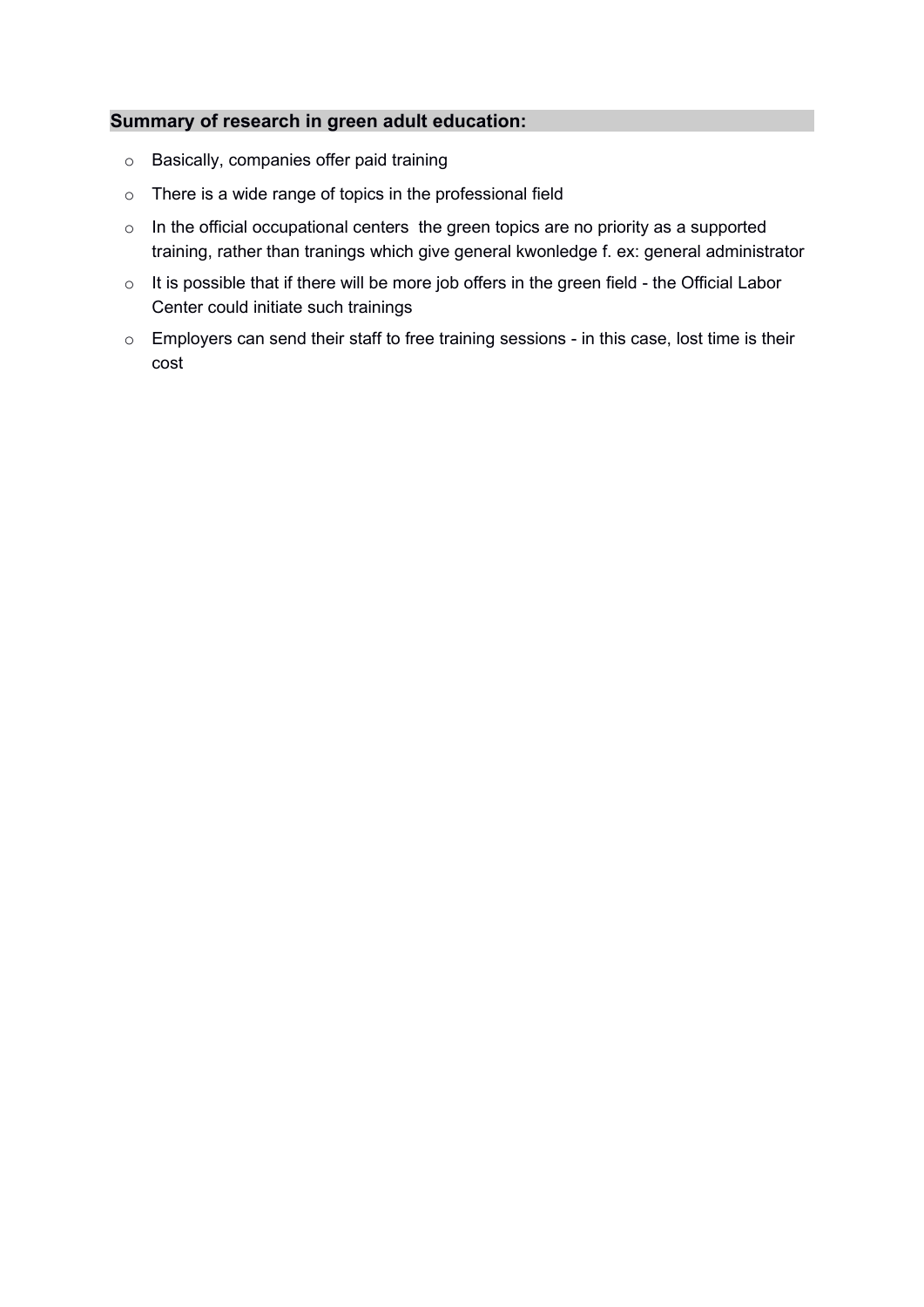**Summary of research in green adult education:**

- Basically, companies offer paid training
- There is a wide range of topics in the professional field
- In the official occupational centers  the green topics are no priority as a supported training, rather than tranings which give general kwonledge f. ex: general administrator
- It is possible that if there will be more job offers in the green field - the Official Labor Center could initiate such trainings
- Employers can send their staff to free training sessions - in this case, lost time is their cost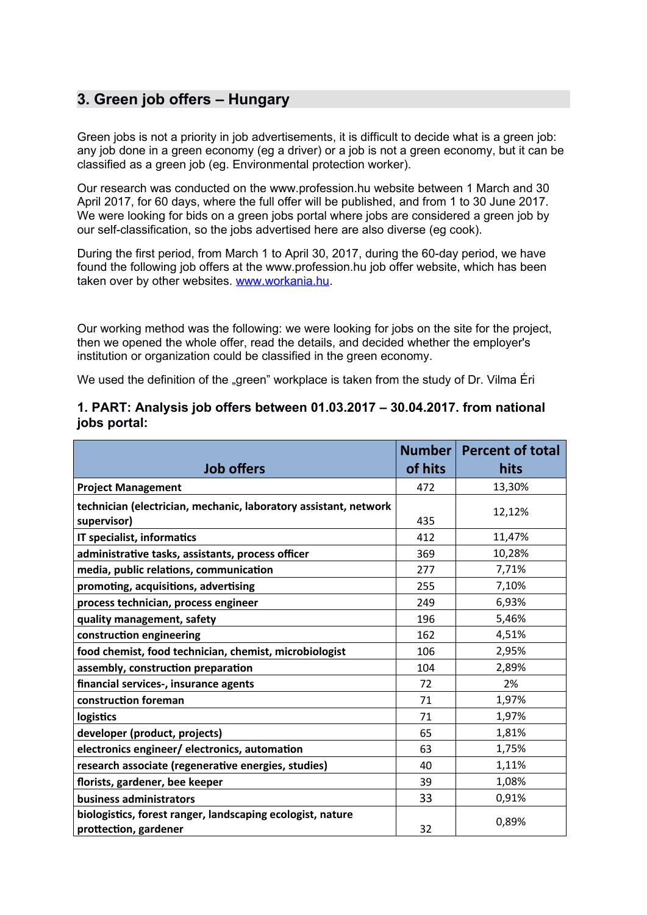## 3. Green job offers – Hungary

Green jobs is not a priority in job advertisements, it is difficult to decide what is a green job: any job done in a green economy (eg a driver) or a job is not a green economy, but it can be classified as a green job (eg. Environmental protection worker).

Our research was conducted on the www.profession.hu website between 1 March and 30 April 2017, for 60 days, where the full offer will be published, and from 1 to 30 June 2017. We were looking for bids on a green jobs portal where jobs are considered a green job by our self-classification, so the jobs advertised here are also diverse (eg cook).

During the first period, from March 1 to April 30, 2017, during the 60-day period, we have found the following job offers at the www.profession.hu job offer website, which has been taken over by other websites. www.workania.hu.

Our working method was the following: we were looking for jobs on the site for the project, then we opened the whole offer, read the details, and decided whether the employer's institution or organization could be classified in the green economy.

We used the definition of the „green" workplace is taken from the study of Dr. Vilma Éri

### 1. PART: Analysis job offers between 01.03.2017 – 30.04.2017. from national jobs portal:

| Job offers | Number of hits | Percent of total hits |
|---|---|---|
| **Project Management** | 472 | 13,30% |
| **technician (electrician, mechanic, laboratory assistant, network supervisor)** | 435 | 12,12% |
| **IT specialist, informatics** | 412 | 11,47% |
| **administrative tasks, assistants, process officer** | 369 | 10,28% |
| **media, public relations, communication** | 277 | 7,71% |
| **promoting, acquisitions, advertising** | 255 | 7,10% |
| **process technician, process engineer** | 249 | 6,93% |
| **quality management, safety** | 196 | 5,46% |
| **construction engineering** | 162 | 4,51% |
| **food chemist, food technician, chemist, microbiologist** | 106 | 2,95% |
| **assembly, construction preparation** | 104 | 2,89% |
| **financial services-, insurance agents** | 72 | 2% |
| **construction foreman** | 71 | 1,97% |
| **logistics** | 71 | 1,97% |
| **developer (product, projects)** | 65 | 1,81% |
| **electronics engineer/ electronics, automation** | 63 | 1,75% |
| **research associate (regenerative energies, studies)** | 40 | 1,11% |
| **florists, gardener, bee keeper** | 39 | 1,08% |
| **business administrators** | 33 | 0,91% |
| **biologistics, forest ranger, landscaping ecologist, nature prottection, gardener** | 32 | 0,89% |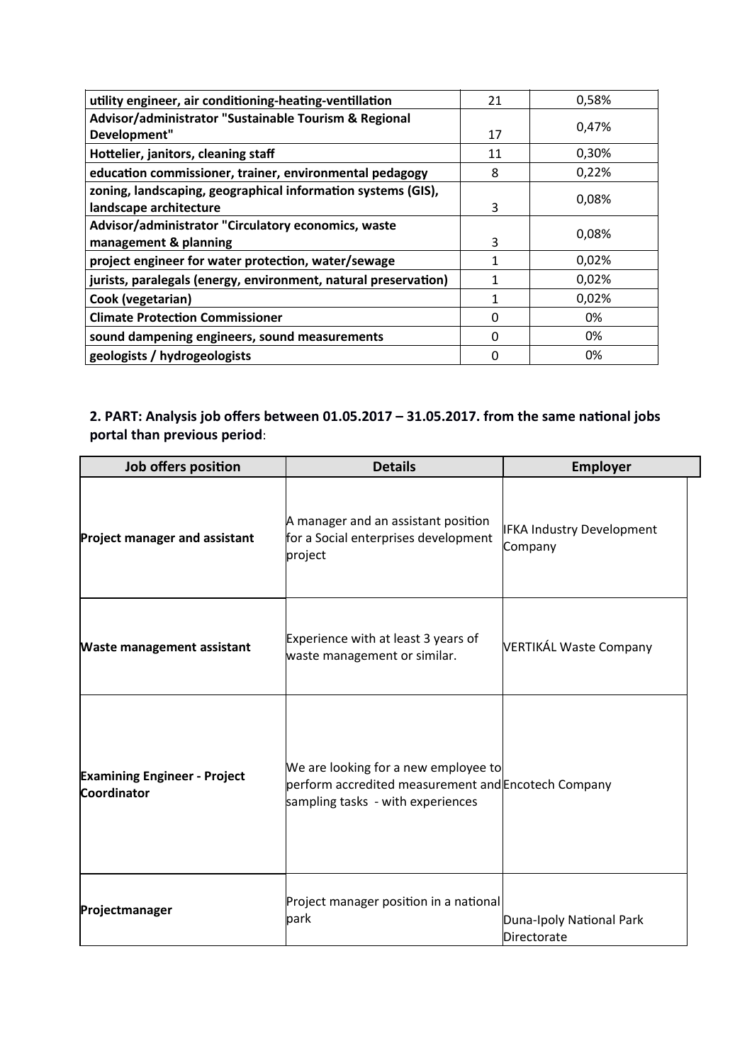| utility engineer, air conditioning-heating-ventillation | 21 | 0,58% |
|---|---|---|
| Advisor/administrator "Sustainable Tourism & Regional Development" | 17 | 0,47% |
| Hottelier, janitors, cleaning staff | 11 | 0,30% |
| education commissioner, trainer, environmental pedagogy | 8 | 0,22% |
| zoning, landscaping, geographical information systems (GIS), landscape architecture | 3 | 0,08% |
| Advisor/administrator "Circulatory economics, waste management & planning | 3 | 0,08% |
| project engineer for water protection, water/sewage | 1 | 0,02% |
| jurists, paralegals (energy, environment, natural preservation) | 1 | 0,02% |
| Cook (vegetarian) | 1 | 0,02% |
| Climate Protection Commissioner | 0 | 0% |
| sound dampening engineers, sound measurements | 0 | 0% |
| geologists / hydrogeologists | 0 | 0% |

**2. PART: Analysis job offers between 01.05.2017 – 31.05.2017. from the same national jobs portal than previous period**:

| Job offers position | Details | Employer |
|---|---|---|
| **Project manager and assistant** | A manager and an assistant position for a Social enterprises development project | IFKA Industry Development Company |
| **Waste management assistant** | Experience with at least 3 years of waste management or similar. | VERTIKÁL Waste Company |
| **Examining Engineer - Project Coordinator** | We are looking for a new employee to perform accredited measurement and sampling tasks - with experiences | Encotech Company |
| **Projectmanager** | Project manager position in a national park | Duna-Ipoly National Park Directorate |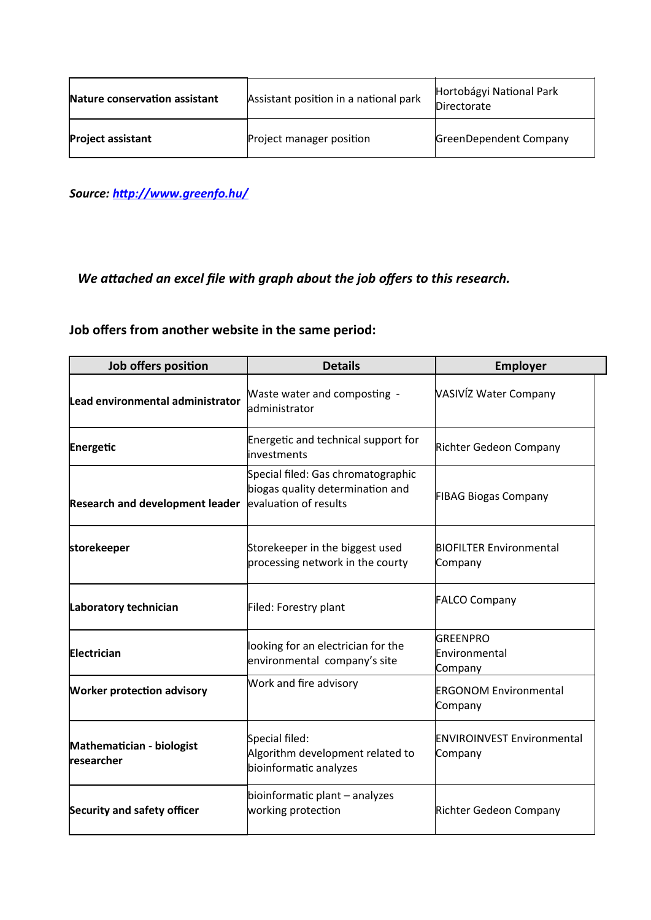| | | |
|---|---|---|
| **Nature conservation assistant** | Assistant position in a national park | Hortobágyi National Park Directorate |
| **Project assistant** | Project manager position | GreenDependent Company |

***Source: [http://www.greenfo.hu/](http://www.greenfo.hu/)***

***We attached an excel file with graph about the job offers to this research.***

### Job offers from another website in the same period:

| Job offers position | Details | Employer |
|---|---|---|
| **Lead environmental administrator** | Waste water and composting - administrator | VASIVÍZ Water Company |
| **Energetic** | Energetic and technical support for investments | Richter Gedeon Company |
| **Research and development leader** | Special filed: Gas chromatographic biogas quality determination and evaluation of results | FIBAG Biogas Company |
| **storekeeper** | Storekeeper in the biggest used processing network in the courty | BIOFILTER Environmental Company |
| **Laboratory technician** | Filed: Forestry plant | FALCO Company |
| **Electrician** | looking for an electrician for the environmental company's site | GREENPRO Environmental Company |
| **Worker protection advisory** | Work and fire advisory | ERGONOM Environmental Company |
| **Mathematician - biologist researcher** | Special filed: Algorithm development related to bioinformatic analyzes | ENVIROINVEST Environmental Company |
| **Security and safety officer** | bioinformatic plant – analyzes working protection | Richter Gedeon Company |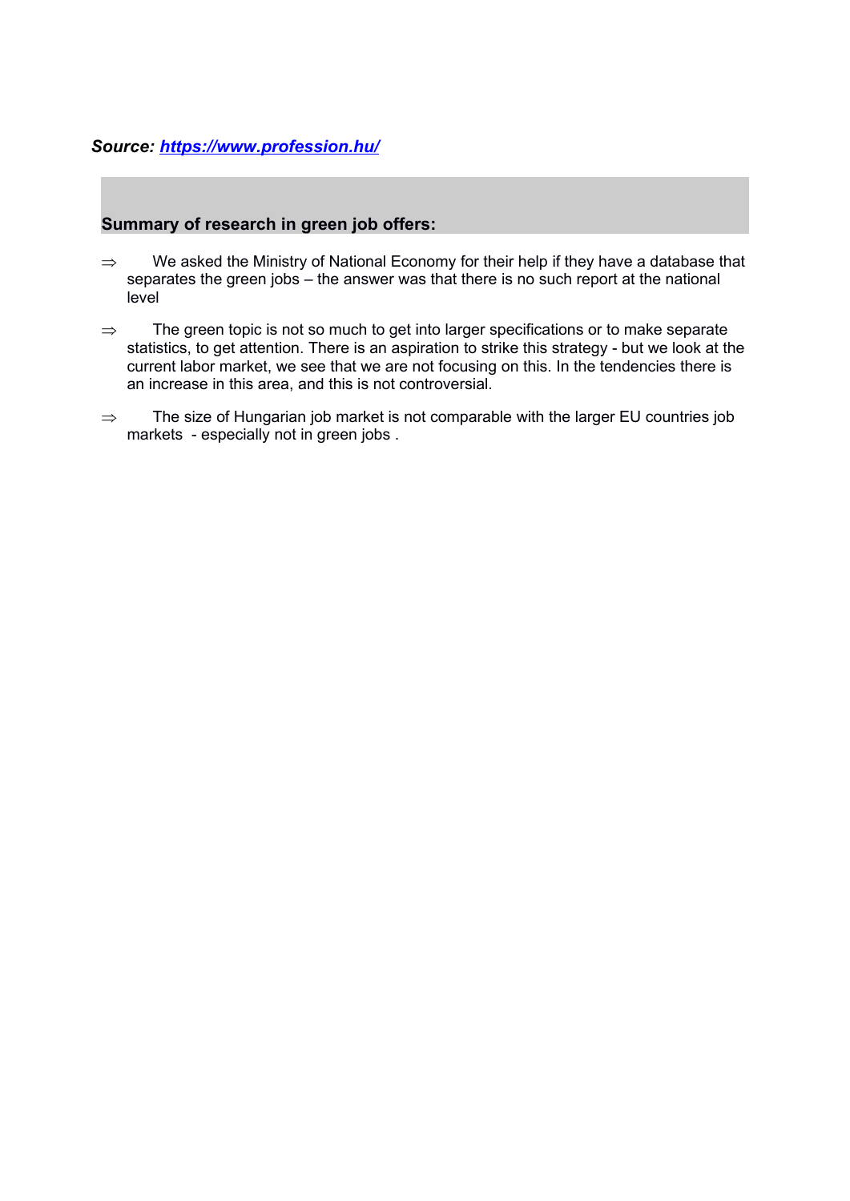***Source: [https://www.profession.hu/](https://www.profession.hu/)***

**Summary of research in green job offers:**

⇒ We asked the Ministry of National Economy for their help if they have a database that separates the green jobs – the answer was that there is no such report at the national level

⇒ The green topic is not so much to get into larger specifications or to make separate statistics, to get attention. There is an aspiration to strike this strategy - but we look at the current labor market, we see that we are not focusing on this. In the tendencies there is an increase in this area, and this is not controversial.

⇒ The size of Hungarian job market is not comparable with the larger EU countries job markets - especially not in green jobs .